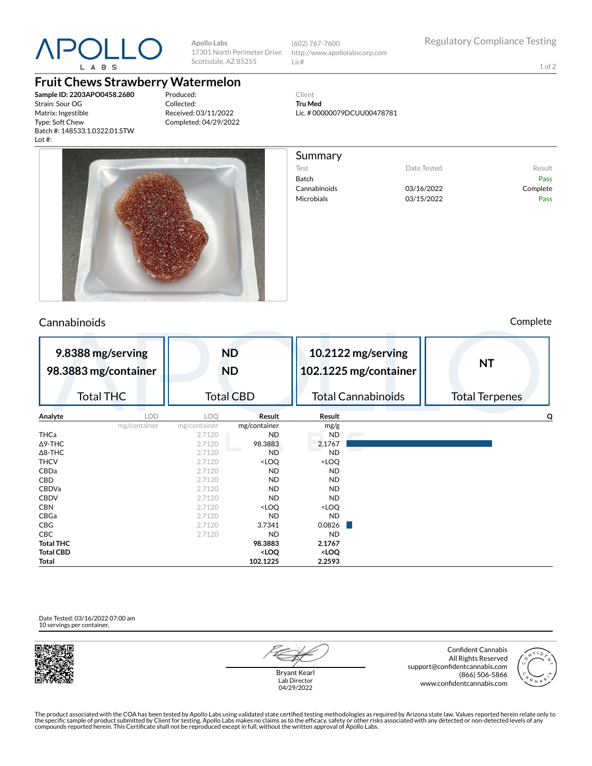# APOLLO LABS

Apollo Labs
17301 North Perimeter Drive
Scottsdale, AZ 85255

(602) 767-7600
http://www.apollolabscorp.com
Lic#

Regulatory Compliance Testing

## Fruit Chews Strawberry Watermelon

**Sample ID: 2203APO0458.2680**
Strain: Sour OG
Matrix: Ingestible
Type: Soft Chew
Batch #: 148533.1.0322.01.STW
Lot #:

Produced:
Collected:
Received: 03/11/2022
Completed: 04/29/2022

Client
**Tru Med**
Lic. # 00000079DCUU00478781

## Summary

| Test | Date Tested | Result |
|---|---|---|
| Batch | | Pass |
| Cannabinoids | 03/16/2022 | Complete |
| Microbials | 03/15/2022 | Pass |

## Cannabinoids

Complete

| 9.8388 mg/serving<br>98.3883 mg/container | ND<br>ND | 10.2122 mg/serving<br>102.1225 mg/container | NT |
|---|---|---|---|
| Total THC | Total CBD | Total Cannabinoids | Total Terpenes |

| Analyte | LOD | LOQ | Result | Result | Q |
|---|---|---|---|---|---|
| | mg/container | mg/container | mg/container | mg/g | |
| THCa | | 2.7120 | ND | ND | |
| Δ9-THC | | 2.7120 | 98.3883 | 2.1767 | |
| Δ8-THC | | 2.7120 | ND | ND | |
| THCV | | 2.7120 | <LOQ | <LOQ | |
| CBDa | | 2.7120 | ND | ND | |
| CBD | | 2.7120 | ND | ND | |
| CBDVa | | 2.7120 | ND | ND | |
| CBDV | | 2.7120 | ND | ND | |
| CBN | | 2.7120 | <LOQ | <LOQ | |
| CBGa | | 2.7120 | ND | ND | |
| CBG | | 2.7120 | 3.7341 | 0.0826 | |
| CBC | | 2.7120 | ND | ND | |
| **Total THC** | | | **98.3883** | **2.1767** | |
| **Total CBD** | | | **<LOQ** | **<LOQ** | |
| **Total** | | | **102.1225** | **2.2593** | |

Date Tested: 03/16/2022 07:00 am
10 servings per container.

Bryant Kearl
Lab Director
04/29/2022

Confident Cannabis
All Rights Reserved
support@confidentcannabis.com
(866) 506-5866
www.confidentcannabis.com

The product associated with the COA has been tested by Apollo Labs using validated state certified testing methodologies as required by Arizona state law. Values reported herein relate only to the specific sample of product submitted by Client for testing. Apollo Labs makes no claims as to the efficacy, safety or other risks associated with any detected or non-detected levels of any compounds reported herein. This Certificate shall not be reproduced except in full, without the written approval of Apollo Labs.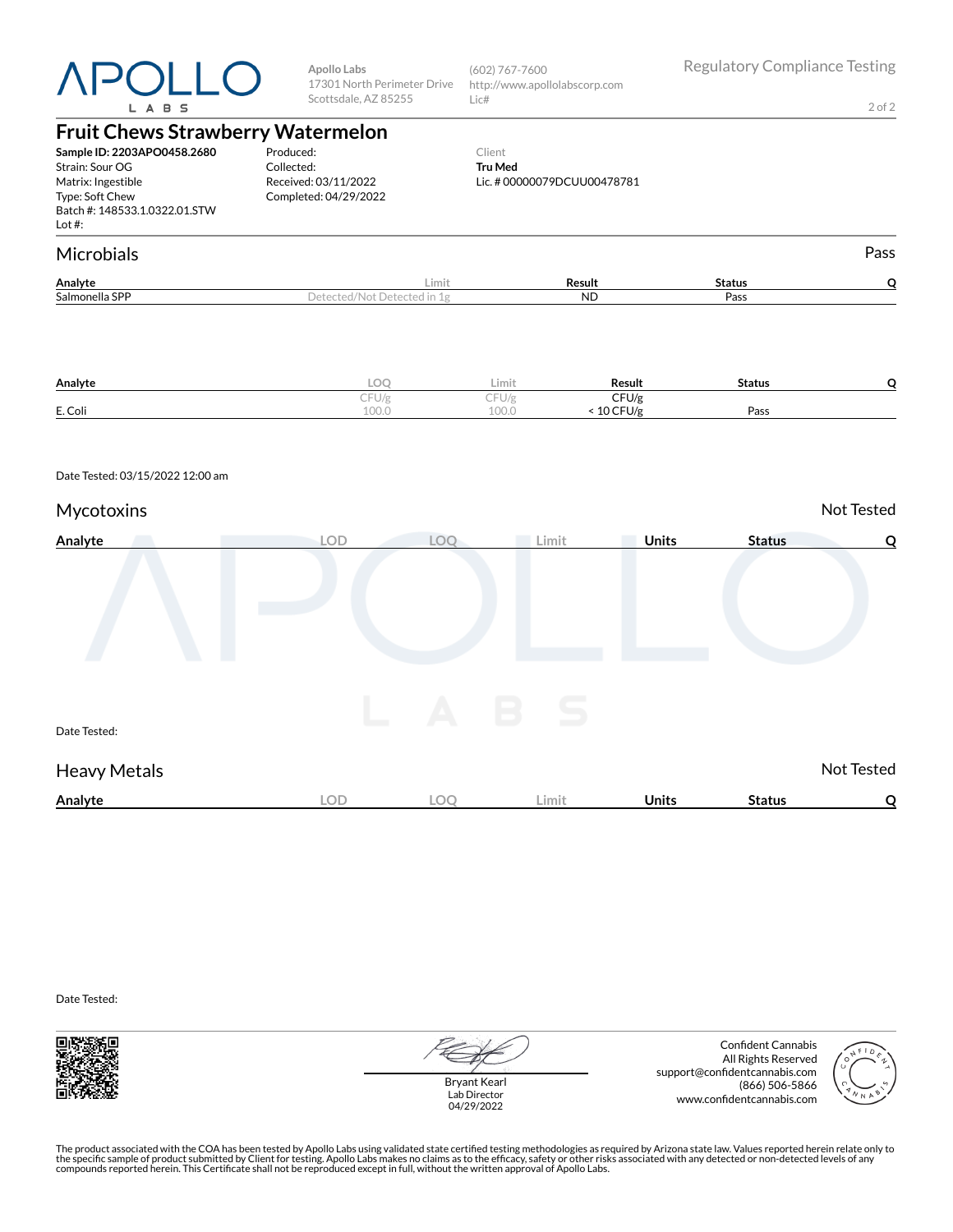# APOLLO LABS

Apollo Labs
17301 North Perimeter Drive
Scottsdale, AZ 85255

(602) 767-7600
http://www.apollolabscorp.com
Lic#

Regulatory Compliance Testing

## Fruit Chews Strawberry Watermelon

**Sample ID: 2203APO0458.2680**
Strain: Sour OG
Matrix: Ingestible
Type: Soft Chew
Batch #: 148533.1.0322.01.STW
Lot #:

Produced:
Collected:
Received: 03/11/2022
Completed: 04/29/2022

Client
**Tru Med**
Lic. # 00000079DCUU00478781

## Microbials — Pass

| Analyte | Limit | Result | Status | Q |
|---|---|---|---|---|
| Salmonella SPP | Detected/Not Detected in 1g | ND | Pass | |

| Analyte | LOQ | Limit | Result | Status | Q |
|---|---|---|---|---|---|
| | CFU/g | CFU/g | CFU/g | | |
| E. Coli | 100.0 | 100.0 | < 10 CFU/g | Pass | |

Date Tested: 03/15/2022 12:00 am

## Mycotoxins — Not Tested

| Analyte | LOD | LOQ | Limit | Units | Status | Q |
|---|---|---|---|---|---|---|

Date Tested:

## Heavy Metals — Not Tested

| Analyte | LOD | LOQ | Limit | Units | Status | Q |
|---|---|---|---|---|---|---|

Date Tested:

Bryant Kearl
Lab Director
04/29/2022

Confident Cannabis
All Rights Reserved
support@confidentcannabis.com
(866) 506-5866
www.confidentcannabis.com

The product associated with the COA has been tested by Apollo Labs using validated state certified testing methodologies as required by Arizona state law. Values reported herein relate only to the specific sample of product submitted by Client for testing. Apollo Labs makes no claims as to the efficacy, safety or other risks associated with any detected or non-detected levels of any compounds reported herein. This Certificate shall not be reproduced except in full, without the written approval of Apollo Labs.